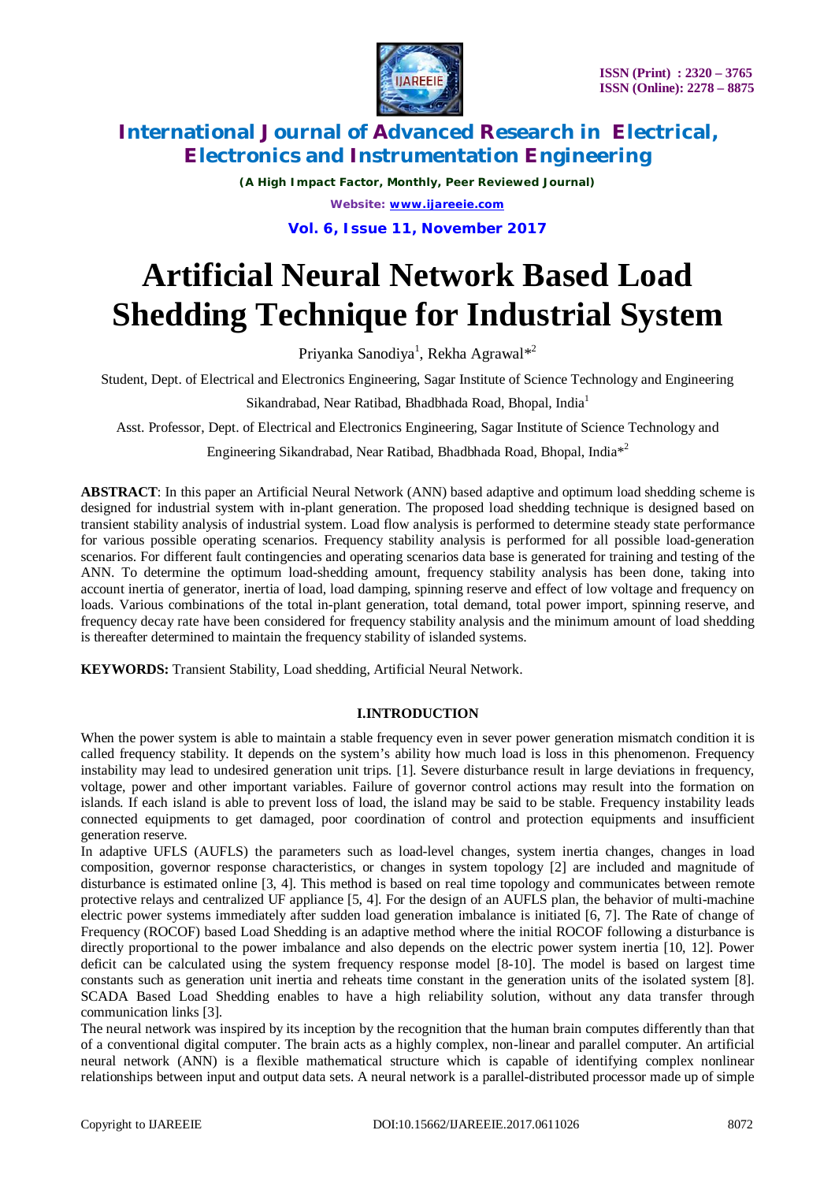# Artificial Neural Network Based Load Shedding Technique for Industrial System

Priyanka Sanodiya[1], Rekha Agrawal*[2]

Student, Dept. of Electrical and Electronics Engineering, Sagar Institute of Science Technology and Engineering Sikandrabad, Near Ratibad, Bhadbhada Road, Bhopal, India[1]

Asst. Professor, Dept. of Electrical and Electronics Engineering, Sagar Institute of Science Technology and Engineering Sikandrabad, Near Ratibad, Bhadbhada Road, Bhopal, India*[2]

**ABSTRACT**: In this paper an Artificial Neural Network (ANN) based adaptive and optimum load shedding scheme is designed for industrial system with in-plant generation. The proposed load shedding technique is designed based on transient stability analysis of industrial system. Load flow analysis is performed to determine steady state performance for various possible operating scenarios. Frequency stability analysis is performed for all possible load-generation scenarios. For different fault contingencies and operating scenarios data base is generated for training and testing of the ANN. To determine the optimum load-shedding amount, frequency stability analysis has been done, taking into account inertia of generator, inertia of load, load damping, spinning reserve and effect of low voltage and frequency on loads. Various combinations of the total in-plant generation, total demand, total power import, spinning reserve, and frequency decay rate have been considered for frequency stability analysis and the minimum amount of load shedding is thereafter determined to maintain the frequency stability of islanded systems.

**KEYWORDS:** Transient Stability, Load shedding, Artificial Neural Network.

## I.INTRODUCTION

When the power system is able to maintain a stable frequency even in sever power generation mismatch condition it is called frequency stability. It depends on the system's ability how much load is loss in this phenomenon. Frequency instability may lead to undesired generation unit trips. [1]. Severe disturbance result in large deviations in frequency, voltage, power and other important variables. Failure of governor control actions may result into the formation on islands. If each island is able to prevent loss of load, the island may be said to be stable. Frequency instability leads connected equipments to get damaged, poor coordination of control and protection equipments and insufficient generation reserve.

In adaptive UFLS (AUFLS) the parameters such as load-level changes, system inertia changes, changes in load composition, governor response characteristics, or changes in system topology [2] are included and magnitude of disturbance is estimated online [3, 4]. This method is based on real time topology and communicates between remote protective relays and centralized UF appliance [5, 4]. For the design of an AUFLS plan, the behavior of multi-machine electric power systems immediately after sudden load generation imbalance is initiated [6, 7]. The Rate of change of Frequency (ROCOF) based Load Shedding is an adaptive method where the initial ROCOF following a disturbance is directly proportional to the power imbalance and also depends on the electric power system inertia [10, 12]. Power deficit can be calculated using the system frequency response model [8-10]. The model is based on largest time constants such as generation unit inertia and reheats time constant in the generation units of the isolated system [8]. SCADA Based Load Shedding enables to have a high reliability solution, without any data transfer through communication links [3].

The neural network was inspired by its inception by the recognition that the human brain computes differently than that of a conventional digital computer. The brain acts as a highly complex, non-linear and parallel computer. An artificial neural network (ANN) is a flexible mathematical structure which is capable of identifying complex nonlinear relationships between input and output data sets. A neural network is a parallel-distributed processor made up of simple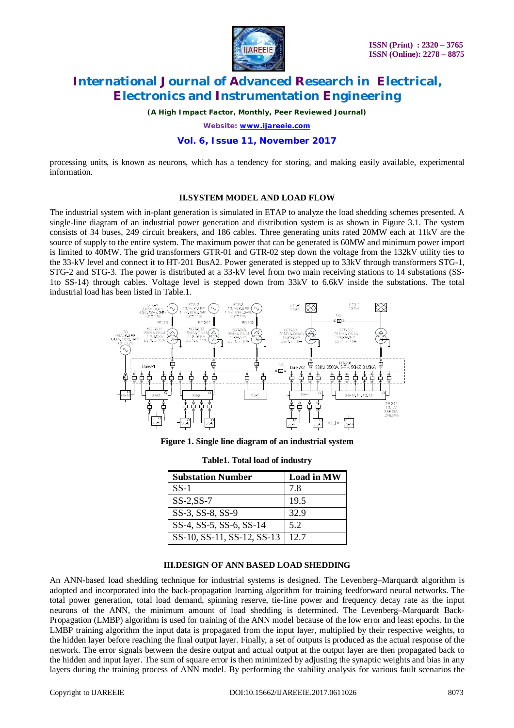processing units, is known as neurons, which has a tendency for storing, and making easily available, experimental information.

## II.SYSTEM MODEL AND LOAD FLOW

The industrial system with in-plant generation is simulated in ETAP to analyze the load shedding schemes presented. A single-line diagram of an industrial power generation and distribution system is as shown in Figure 3.1. The system consists of 34 buses, 249 circuit breakers, and 186 cables. Three generating units rated 20MW each at 11kV are the source of supply to the entire system. The maximum power that can be generated is 60MW and minimum power import is limited to 40MW. The grid transformers GTR-01 and GTR-02 step down the voltage from the 132kV utility ties to the 33-kV level and connect it to HT-201 BusA2. Power generated is stepped up to 33kV through transformers STG-1, STG-2 and STG-3. The power is distributed at a 33-kV level from two main receiving stations to 14 substations (SS-1to SS-14) through cables. Voltage level is stepped down from 33kV to 6.6kV inside the substations. The total industrial load has been listed in Table.1.

**Figure 1. Single line diagram of an industrial system**

**Table1. Total load of industry**

| Substation Number | Load in MW |
|---|---|
| SS-1 | 7.8 |
| SS-2,SS-7 | 19.5 |
| SS-3, SS-8, SS-9 | 32.9 |
| SS-4, SS-5, SS-6, SS-14 | 5.2 |
| SS-10, SS-11, SS-12, SS-13 | 12.7 |

## III.DESIGN OF ANN BASED LOAD SHEDDING

An ANN-based load shedding technique for industrial systems is designed. The Levenberg–Marquardt algorithm is adopted and incorporated into the back-propagation learning algorithm for training feedforward neural networks. The total power generation, total load demand, spinning reserve, tie-line power and frequency decay rate as the input neurons of the ANN, the minimum amount of load shedding is determined. The Levenberg–Marquardt Back-Propagation (LMBP) algorithm is used for training of the ANN model because of the low error and least epochs. In the LMBP training algorithm the input data is propagated from the input layer, multiplied by their respective weights, to the hidden layer before reaching the final output layer. Finally, a set of outputs is produced as the actual response of the network. The error signals between the desire output and actual output at the output layer are then propagated back to the hidden and input layer. The sum of square error is then minimized by adjusting the synaptic weights and bias in any layers during the training process of ANN model. By performing the stability analysis for various fault scenarios the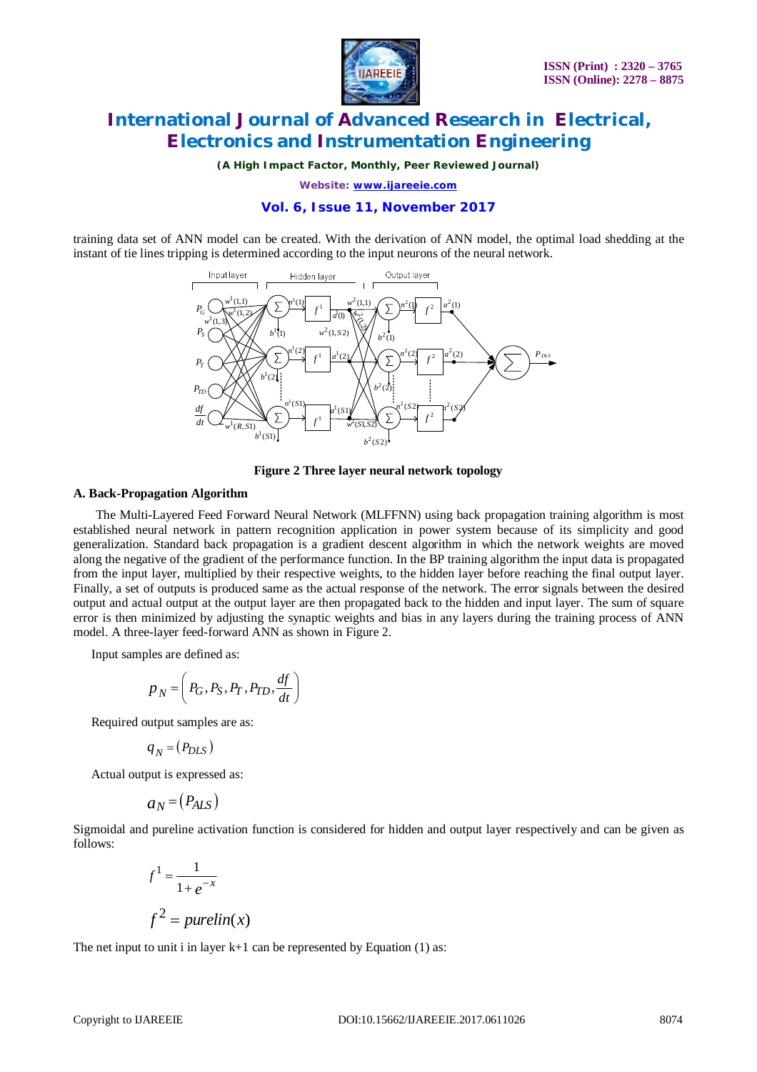training data set of ANN model can be created. With the derivation of ANN model, the optimal load shedding at the instant of tie lines tripping is determined according to the input neurons of the neural network.

**Figure 2 Three layer neural network topology**

### A. Back-Propagation Algorithm

The Multi-Layered Feed Forward Neural Network (MLFFNN) using back propagation training algorithm is most established neural network in pattern recognition application in power system because of its simplicity and good generalization. Standard back propagation is a gradient descent algorithm in which the network weights are moved along the negative of the gradient of the performance function. In the BP training algorithm the input data is propagated from the input layer, multiplied by their respective weights, to the hidden layer before reaching the final output layer. Finally, a set of outputs is produced same as the actual response of the network. The error signals between the desired output and actual output at the output layer are then propagated back to the hidden and input layer. The sum of square error is then minimized by adjusting the synaptic weights and bias in any layers during the training process of ANN model. A three-layer feed-forward ANN as shown in Figure 2.

Input samples are defined as:

$$p_N = \left( P_G, P_S, P_T, P_{TD}, \frac{df}{dt} \right)$$

Required output samples are as:

$$q_N = (P_{DLS})$$

Actual output is expressed as:

$$a_N = (P_{ALS})$$

Sigmoidal and pureline activation function is considered for hidden and output layer respectively and can be given as follows:

$$f^1 = \frac{1}{1+e^{-x}}$$

$$f^2 = purelin(x)$$

The net input to unit i in layer k+1 can be represented by Equation (1) as: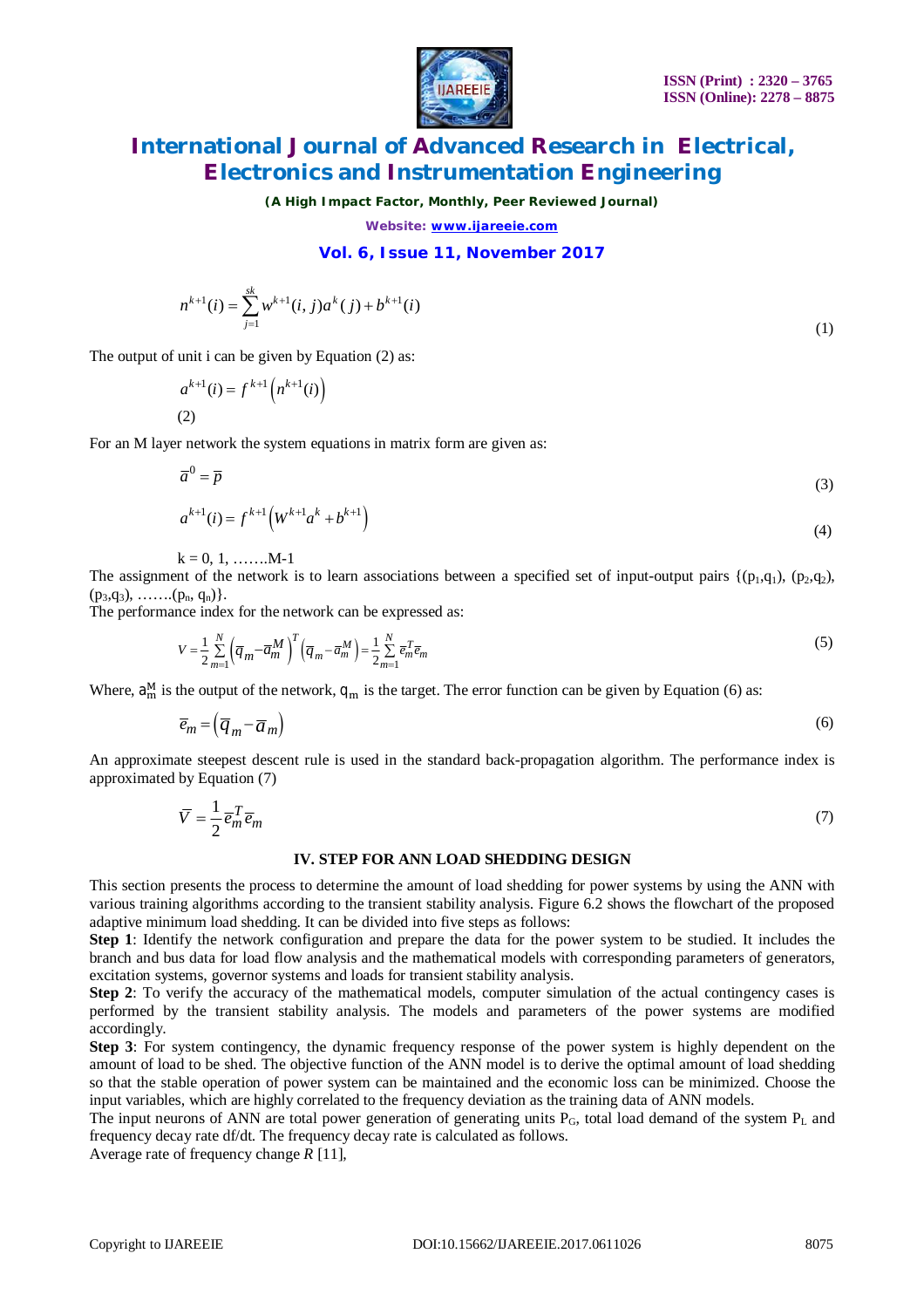$$n^{k+1}(i)=\sum_{j=1}^{sk} w^{k+1}(i,j)a^{k}(j)+b^{k+1}(i) \tag{1}$$

The output of unit i can be given by Equation (2) as:

$$a^{k+1}(i)=f^{k+1}\left(n^{k+1}(i)\right) \tag{2}$$

For an M layer network the system equations in matrix form are given as:

$$\bar{a}^{0}=\bar{p} \tag{3}$$

$$a^{k+1}(i)=f^{k+1}\left(W^{k+1}a^{k}+b^{k+1}\right) \tag{4}$$

$k = 0, 1, \ldots M-1$

The assignment of the network is to learn associations between a specified set of input-output pairs $\{(p_1,q_1), (p_2,q_2), (p_3,q_3), \ldots (p_n, q_n)\}$.

The performance index for the network can be expressed as:

$$V=\frac{1}{2}\sum_{m=1}^{N}\left(\bar{q}_{m}-\bar{a}_{m}^{M}\right)^{T}\left(\bar{q}_{m}-\bar{a}_{m}^{M}\right)=\frac{1}{2}\sum_{m=1}^{N}\bar{e}_{m}^{T}\bar{e}_{m} \tag{5}$$

Where, $a_m^M$ is the output of the network, $q_m$ is the target. The error function can be given by Equation (6) as:

$$\bar{e}_{m}=\left(\bar{q}_{m}-\bar{a}_{m}\right) \tag{6}$$

An approximate steepest descent rule is used in the standard back-propagation algorithm. The performance index is approximated by Equation (7)

$$\bar{V}=\frac{1}{2}\bar{e}_{m}^{T}\bar{e}_{m} \tag{7}$$

## IV. STEP FOR ANN LOAD SHEDDING DESIGN

This section presents the process to determine the amount of load shedding for power systems by using the ANN with various training algorithms according to the transient stability analysis. Figure 6.2 shows the flowchart of the proposed adaptive minimum load shedding. It can be divided into five steps as follows:

**Step 1**: Identify the network configuration and prepare the data for the power system to be studied. It includes the branch and bus data for load flow analysis and the mathematical models with corresponding parameters of generators, excitation systems, governor systems and loads for transient stability analysis.

**Step 2**: To verify the accuracy of the mathematical models, computer simulation of the actual contingency cases is performed by the transient stability analysis. The models and parameters of the power systems are modified accordingly.

**Step 3**: For system contingency, the dynamic frequency response of the power system is highly dependent on the amount of load to be shed. The objective function of the ANN model is to derive the optimal amount of load shedding so that the stable operation of power system can be maintained and the economic loss can be minimized. Choose the input variables, which are highly correlated to the frequency deviation as the training data of ANN models.

The input neurons of ANN are total power generation of generating units $P_G$, total load demand of the system $P_L$ and frequency decay rate df/dt. The frequency decay rate is calculated as follows.

Average rate of frequency change *R* [11],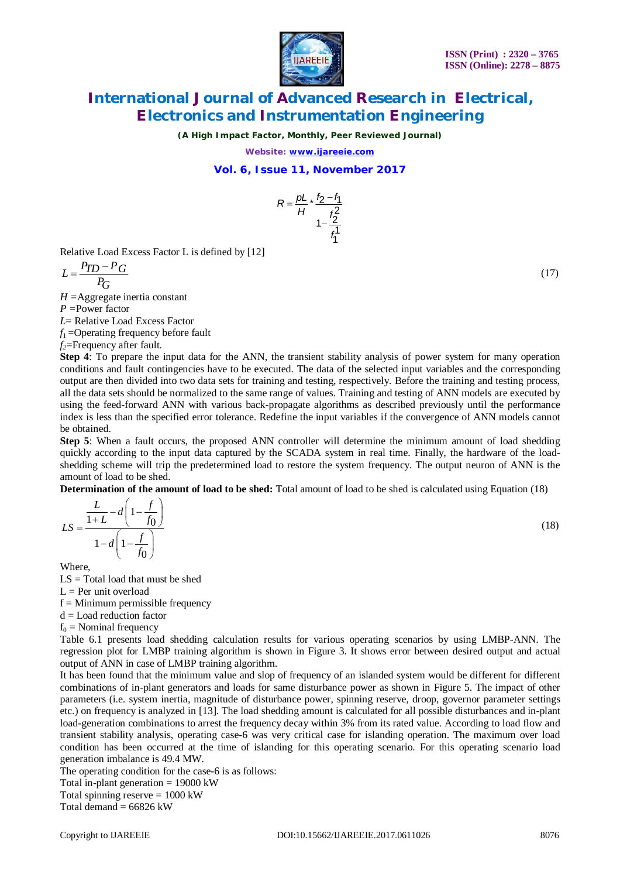$$R = \frac{pL}{H} * \frac{f_2 - f_1}{1 - \frac{f_2^2}{f_1^1}}$$

Relative Load Excess Factor L is defined by [12]

$$L = \frac{P_{TD} - P_G}{P_G} \tag{17}$$

$H$ =Aggregate inertia constant
$P$ =Power factor
$L$= Relative Load Excess Factor
$f_1$ =Operating frequency before fault
$f_2$=Frequency after fault.

**Step 4**: To prepare the input data for the ANN, the transient stability analysis of power system for many operation conditions and fault contingencies have to be executed. The data of the selected input variables and the corresponding output are then divided into two data sets for training and testing, respectively. Before the training and testing process, all the data sets should be normalized to the same range of values. Training and testing of ANN models are executed by using the feed-forward ANN with various back-propagate algorithms as described previously until the performance index is less than the specified error tolerance. Redefine the input variables if the convergence of ANN models cannot be obtained.

**Step 5**: When a fault occurs, the proposed ANN controller will determine the minimum amount of load shedding quickly according to the input data captured by the SCADA system in real time. Finally, the hardware of the load-shedding scheme will trip the predetermined load to restore the system frequency. The output neuron of ANN is the amount of load to be shed.

**Determination of the amount of load to be shed:** Total amount of load to be shed is calculated using Equation (18)

$$LS = \frac{\frac{L}{1+L} - d\left(1 - \frac{f}{f_0}\right)}{1 - d\left(1 - \frac{f}{f_0}\right)} \tag{18}$$

Where,
LS = Total load that must be shed
L = Per unit overload
f = Minimum permissible frequency
d = Load reduction factor
$f_0$ = Nominal frequency

Table 6.1 presents load shedding calculation results for various operating scenarios by using LMBP-ANN. The regression plot for LMBP training algorithm is shown in Figure 3. It shows error between desired output and actual output of ANN in case of LMBP training algorithm.

It has been found that the minimum value and slop of frequency of an islanded system would be different for different combinations of in-plant generators and loads for same disturbance power as shown in Figure 5. The impact of other parameters (i.e. system inertia, magnitude of disturbance power, spinning reserve, droop, governor parameter settings etc.) on frequency is analyzed in [13]. The load shedding amount is calculated for all possible disturbances and in-plant load-generation combinations to arrest the frequency decay within 3% from its rated value. According to load flow and transient stability analysis, operating case-6 was very critical case for islanding operation. The maximum over load condition has been occurred at the time of islanding for this operating scenario. For this operating scenario load generation imbalance is 49.4 MW.

The operating condition for the case-6 is as follows:
Total in-plant generation = 19000 kW
Total spinning reserve = 1000 kW
Total demand = 66826 kW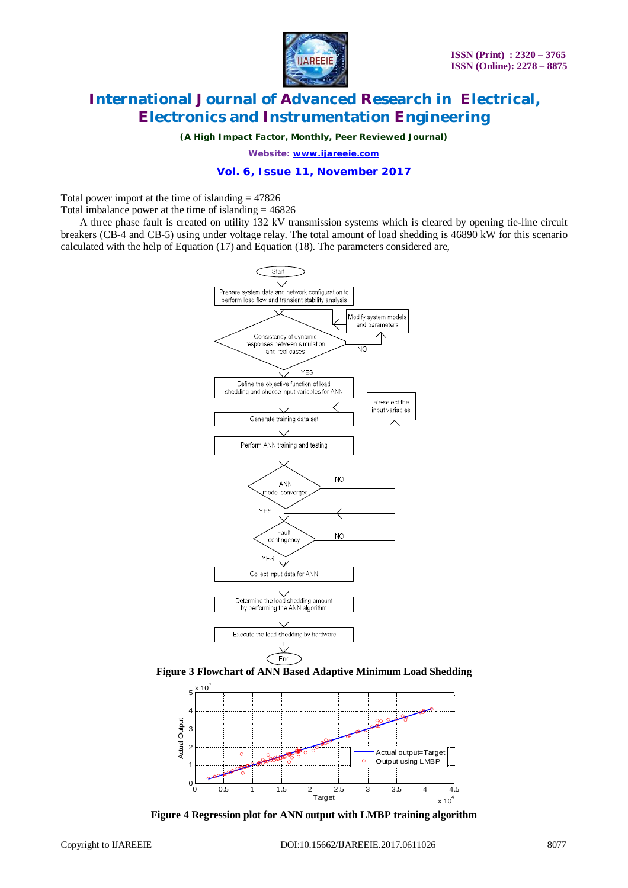Total power import at the time of islanding = 47826

Total imbalance power at the time of islanding = 46826

A three phase fault is created on utility 132 kV transmission systems which is cleared by opening tie-line circuit breakers (CB-4 and CB-5) using under voltage relay. The total amount of load shedding is 46890 kW for this scenario calculated with the help of Equation (17) and Equation (18). The parameters considered are,

**Figure 3 Flowchart of ANN Based Adaptive Minimum Load Shedding**

**Figure 4 Regression plot for ANN output with LMBP training algorithm**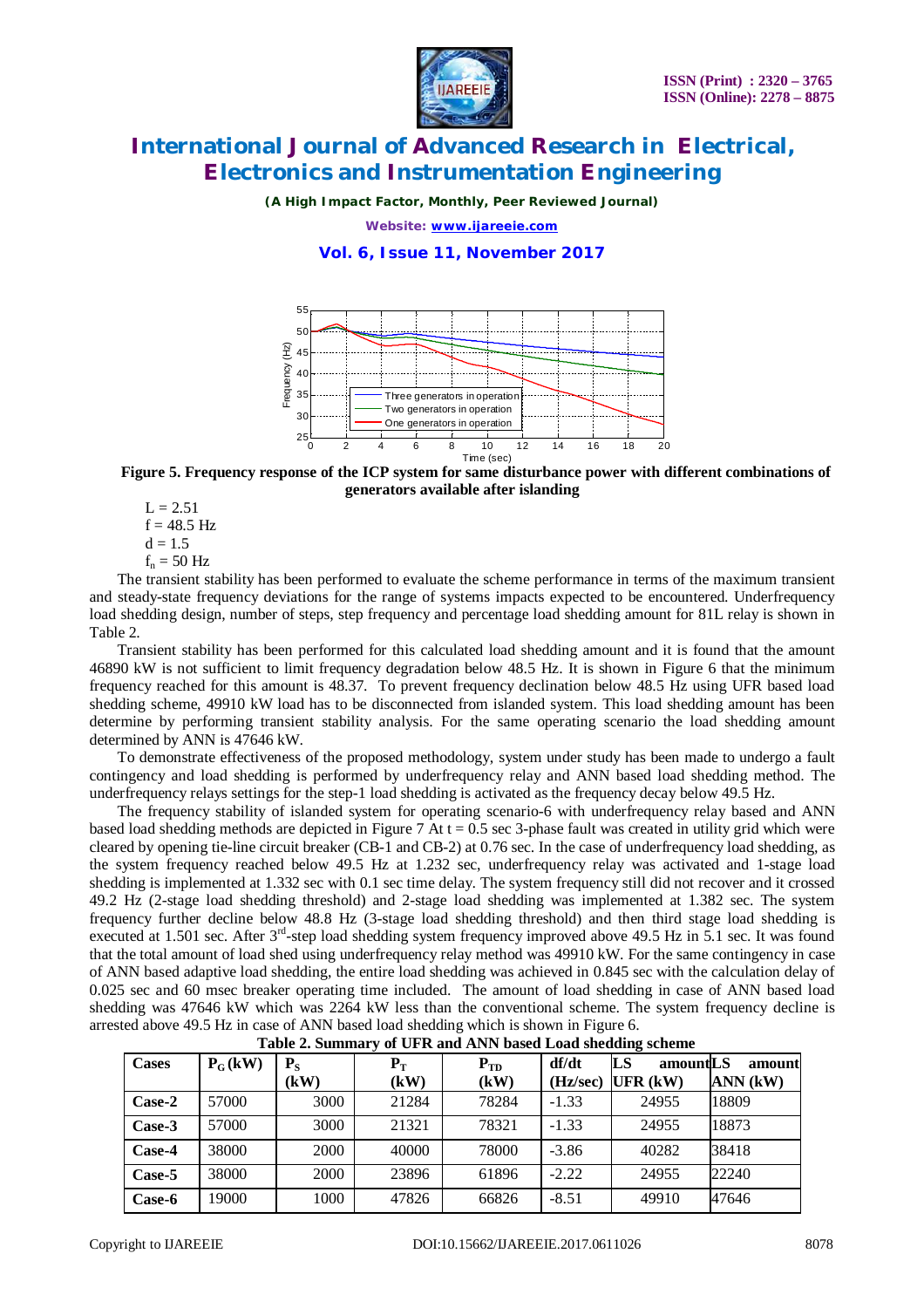Figure 5. Frequency response of the ICP system for same disturbance power with different combinations of generators available after islanding

$L = 2.51$
$f = 48.5$ Hz
$d = 1.5$
$f_n = 50$ Hz

The transient stability has been performed to evaluate the scheme performance in terms of the maximum transient and steady-state frequency deviations for the range of systems impacts expected to be encountered. Underfrequency load shedding design, number of steps, step frequency and percentage load shedding amount for 81L relay is shown in Table 2.

Transient stability has been performed for this calculated load shedding amount and it is found that the amount 46890 kW is not sufficient to limit frequency degradation below 48.5 Hz. It is shown in Figure 6 that the minimum frequency reached for this amount is 48.37. To prevent frequency declination below 48.5 Hz using UFR based load shedding scheme, 49910 kW load has to be disconnected from islanded system. This load shedding amount has been determine by performing transient stability analysis. For the same operating scenario the load shedding amount determined by ANN is 47646 kW.

To demonstrate effectiveness of the proposed methodology, system under study has been made to undergo a fault contingency and load shedding is performed by underfrequency relay and ANN based load shedding method. The underfrequency relays settings for the step-1 load shedding is activated as the frequency decay below 49.5 Hz.

The frequency stability of islanded system for operating scenario-6 with underfrequency relay based and ANN based load shedding methods are depicted in Figure 7 At t = 0.5 sec 3-phase fault was created in utility grid which were cleared by opening tie-line circuit breaker (CB-1 and CB-2) at 0.76 sec. In the case of underfrequency load shedding, as the system frequency reached below 49.5 Hz at 1.232 sec, underfrequency relay was activated and 1-stage load shedding is implemented at 1.332 sec with 0.1 sec time delay. The system frequency still did not recover and it crossed 49.2 Hz (2-stage load shedding threshold) and 2-stage load shedding was implemented at 1.382 sec. The system frequency further decline below 48.8 Hz (3-stage load shedding threshold) and then third stage load shedding is executed at 1.501 sec. After 3[rd]-step load shedding system frequency improved above 49.5 Hz in 5.1 sec. It was found that the total amount of load shed using underfrequency relay method was 49910 kW. For the same contingency in case of ANN based adaptive load shedding, the entire load shedding was achieved in 0.845 sec with the calculation delay of 0.025 sec and 60 msec breaker operating time included. The amount of load shedding in case of ANN based load shedding was 47646 kW which was 2264 kW less than the conventional scheme. The system frequency decline is arrested above 49.5 Hz in case of ANN based load shedding which is shown in Figure 6.

**Table 2. Summary of UFR and ANN based Load shedding scheme**

| Cases | $P_G$ (kW) | $P_S$ (kW) | $P_T$ (kW) | $P_{TD}$ (kW) | df/dt (Hz/sec) | LS amount UFR (kW) | LS amount ANN (kW) |
|---|---|---|---|---|---|---|---|
| Case-2 | 57000 | 3000 | 21284 | 78284 | -1.33 | 24955 | 18809 |
| Case-3 | 57000 | 3000 | 21321 | 78321 | -1.33 | 24955 | 18873 |
| Case-4 | 38000 | 2000 | 40000 | 78000 | -3.86 | 40282 | 38418 |
| Case-5 | 38000 | 2000 | 23896 | 61896 | -2.22 | 24955 | 22240 |
| Case-6 | 19000 | 1000 | 47826 | 66826 | -8.51 | 49910 | 47646 |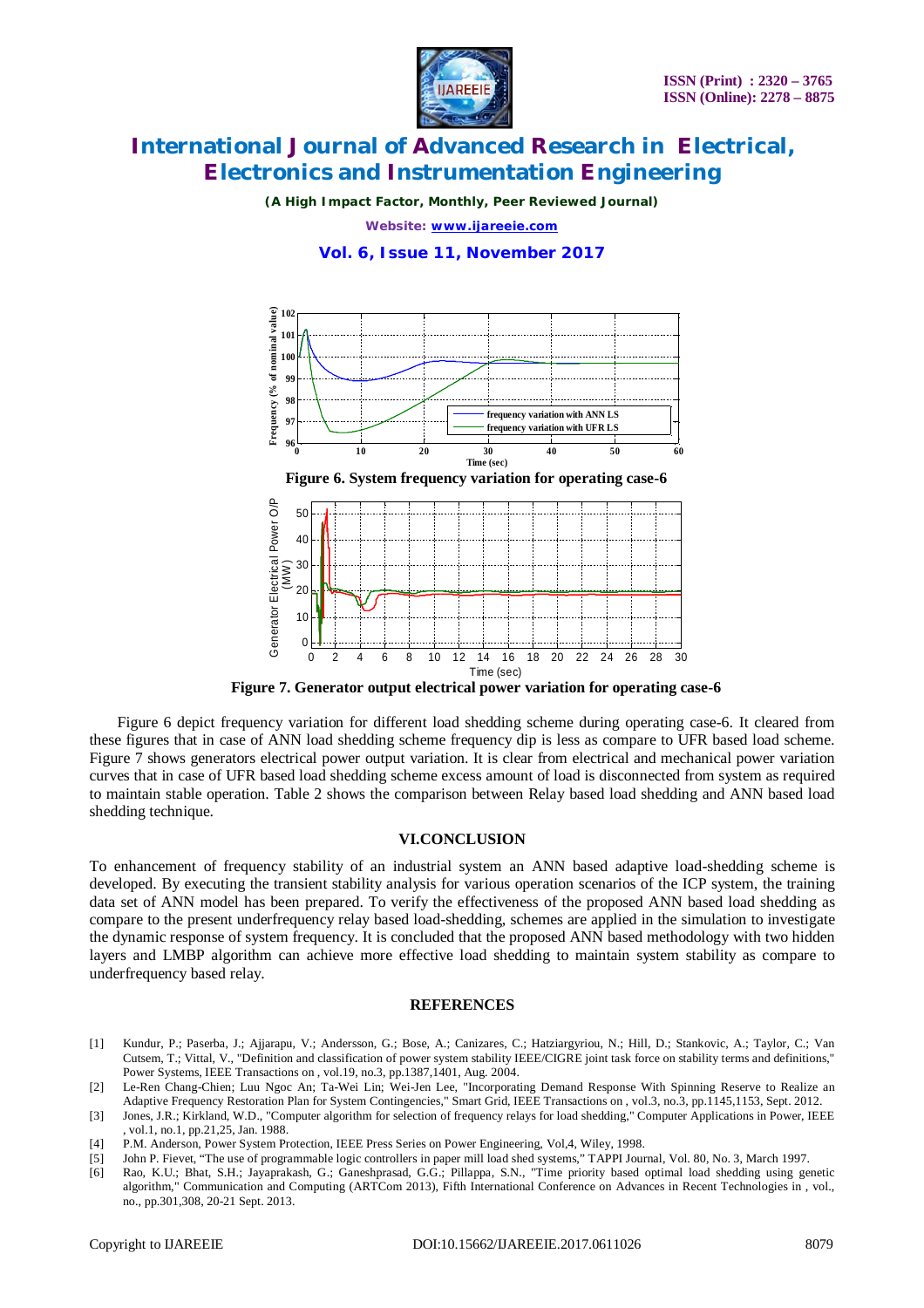Figure 6. System frequency variation for operating case-6

Figure 7. Generator output electrical power variation for operating case-6

Figure 6 depict frequency variation for different load shedding scheme during operating case-6. It cleared from these figures that in case of ANN load shedding scheme frequency dip is less as compare to UFR based load scheme. Figure 7 shows generators electrical power output variation. It is clear from electrical and mechanical power variation curves that in case of UFR based load shedding scheme excess amount of load is disconnected from system as required to maintain stable operation. Table 2 shows the comparison between Relay based load shedding and ANN based load shedding technique.

## VI.CONCLUSION

To enhancement of frequency stability of an industrial system an ANN based adaptive load-shedding scheme is developed. By executing the transient stability analysis for various operation scenarios of the ICP system, the training data set of ANN model has been prepared. To verify the effectiveness of the proposed ANN based load shedding as compare to the present underfrequency relay based load-shedding, schemes are applied in the simulation to investigate the dynamic response of system frequency. It is concluded that the proposed ANN based methodology with two hidden layers and LMBP algorithm can achieve more effective load shedding to maintain system stability as compare to underfrequency based relay.

## REFERENCES

[1] Kundur, P.; Paserba, J.; Ajjarapu, V.; Andersson, G.; Bose, A.; Canizares, C.; Hatziargyriou, N.; Hill, D.; Stankovic, A.; Taylor, C.; Van Cutsem, T.; Vittal, V., "Definition and classification of power system stability IEEE/CIGRE joint task force on stability terms and definitions," Power Systems, IEEE Transactions on , vol.19, no.3, pp.1387,1401, Aug. 2004.

[2] Le-Ren Chang-Chien; Luu Ngoc An; Ta-Wei Lin; Wei-Jen Lee, "Incorporating Demand Response With Spinning Reserve to Realize an Adaptive Frequency Restoration Plan for System Contingencies," Smart Grid, IEEE Transactions on , vol.3, no.3, pp.1145,1153, Sept. 2012.

[3] Jones, J.R.; Kirkland, W.D., "Computer algorithm for selection of frequency relays for load shedding," Computer Applications in Power, IEEE , vol.1, no.1, pp.21,25, Jan. 1988.

[4] P.M. Anderson, Power System Protection, IEEE Press Series on Power Engineering, Vol,4, Wiley, 1998.

[5] John P. Fievet, "The use of programmable logic controllers in paper mill load shed systems," TAPPI Journal, Vol. 80, No. 3, March 1997.

[6] Rao, K.U.; Bhat, S.H.; Jayaprakash, G.; Ganeshprasad, G.G.; Pillappa, S.N., "Time priority based optimal load shedding using genetic algorithm," Communication and Computing (ARTCom 2013), Fifth International Conference on Advances in Recent Technologies in , vol., no., pp.301,308, 20-21 Sept. 2013.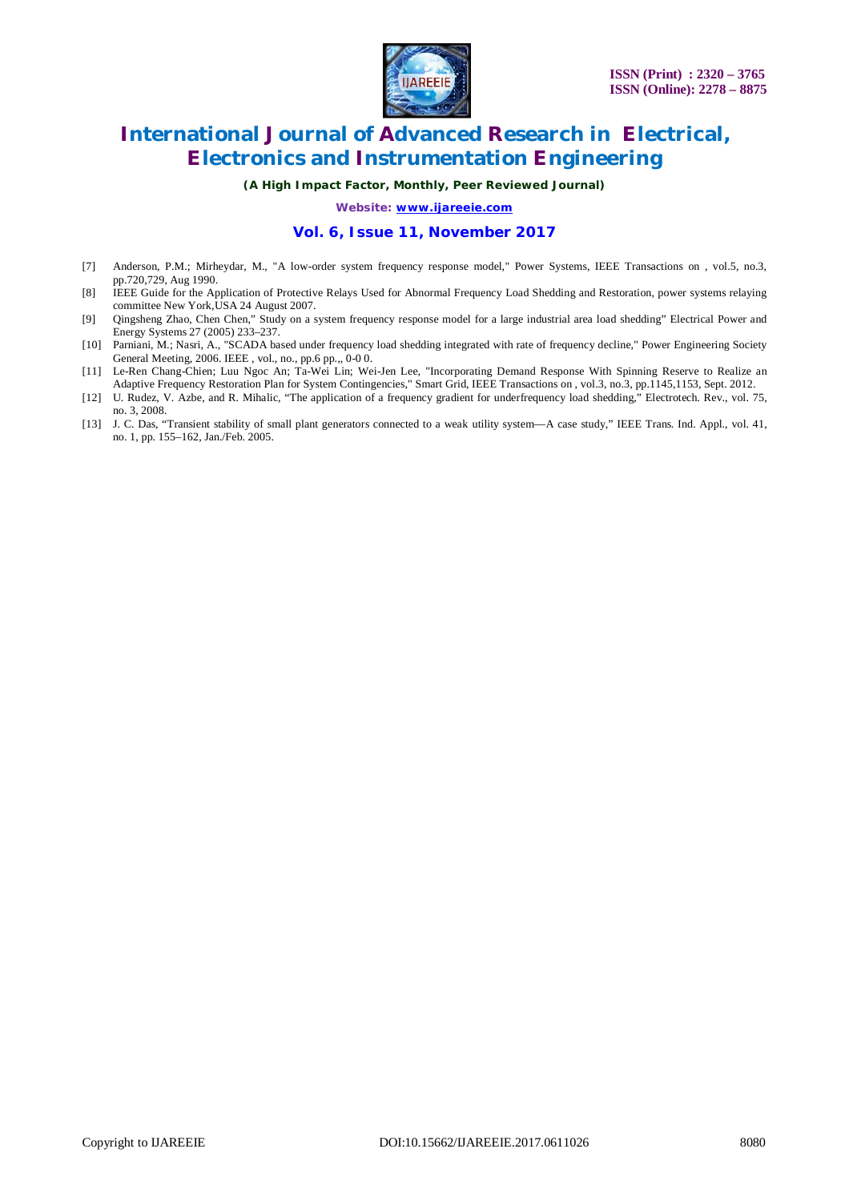[7] Anderson, P.M.; Mirheydar, M., "A low-order system frequency response model," Power Systems, IEEE Transactions on , vol.5, no.3, pp.720,729, Aug 1990.

[8] IEEE Guide for the Application of Protective Relays Used for Abnormal Frequency Load Shedding and Restoration, power systems relaying committee New York,USA 24 August 2007.

[9] Qingsheng Zhao, Chen Chen," Study on a system frequency response model for a large industrial area load shedding" Electrical Power and Energy Systems 27 (2005) 233–237.

[10] Parniani, M.; Nasri, A., "SCADA based under frequency load shedding integrated with rate of frequency decline," Power Engineering Society General Meeting, 2006. IEEE , vol., no., pp.6 pp.,, 0-0 0.

[11] Le-Ren Chang-Chien; Luu Ngoc An; Ta-Wei Lin; Wei-Jen Lee, "Incorporating Demand Response With Spinning Reserve to Realize an Adaptive Frequency Restoration Plan for System Contingencies," Smart Grid, IEEE Transactions on , vol.3, no.3, pp.1145,1153, Sept. 2012.

[12] U. Rudez, V. Azbe, and R. Mihalic, "The application of a frequency gradient for underfrequency load shedding," Electrotech. Rev., vol. 75, no. 3, 2008.

[13] J. C. Das, "Transient stability of small plant generators connected to a weak utility system—A case study," IEEE Trans. Ind. Appl., vol. 41, no. 1, pp. 155–162, Jan./Feb. 2005.